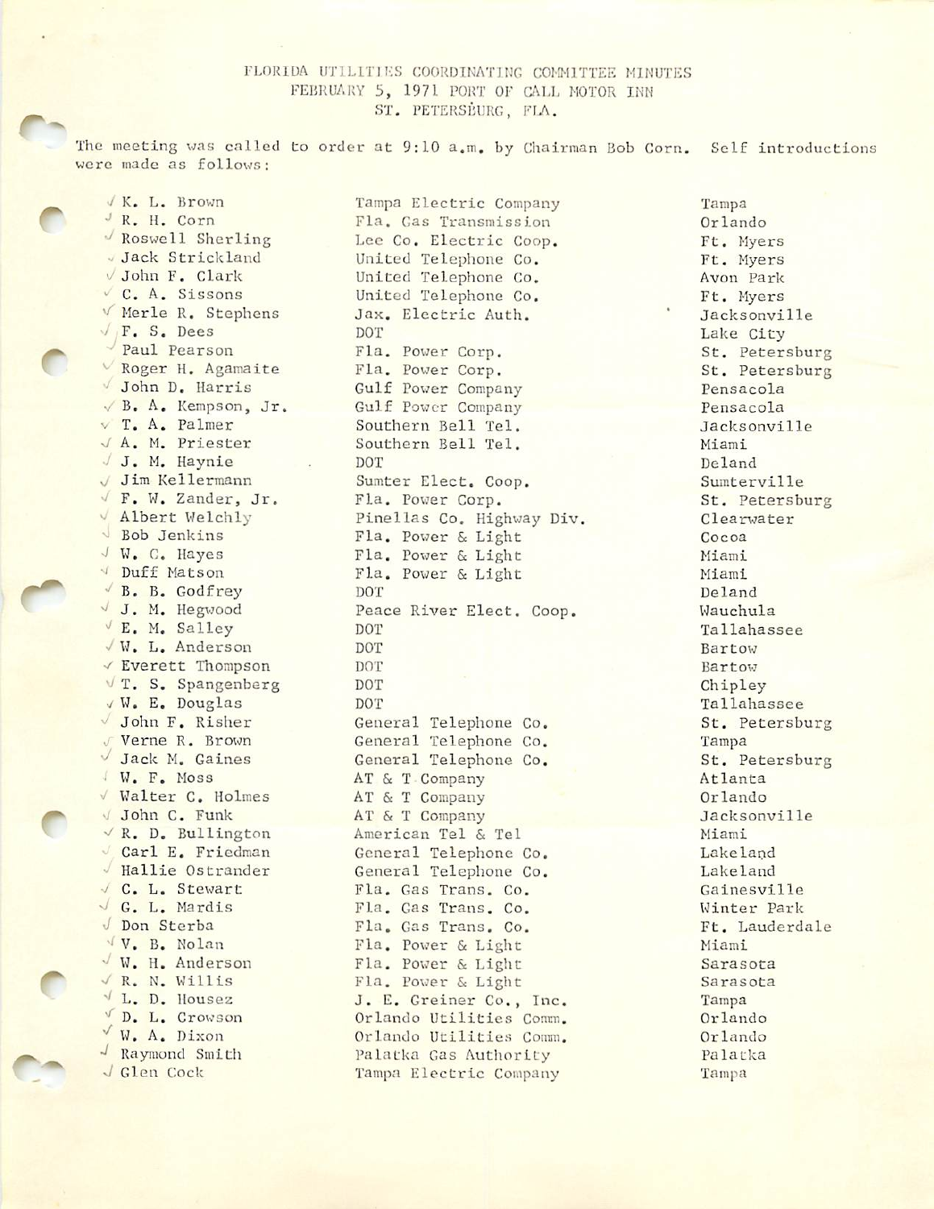FLORIDA UTILITIES COORDINATING COMMITTEE MINUTES
FEBRUARY 5, 1971 PORT OF CALL MOTOR INN
ST. PETERSBURG, FLA.

The meeting was called to order at 9:10 a.m. by Chairman Bob Corn. Self introductions were made as follows:

| Name | Organization | City |
|---|---|---|
| K. L. Brown | Tampa Electric Company | Tampa |
| R. H. Corn | Fla. Gas Transmission | Orlando |
| Roswell Sherling | Lee Co. Electric Coop. | Ft. Myers |
| Jack Strickland | United Telephone Co. | Ft. Myers |
| John F. Clark | United Telephone Co. | Avon Park |
| C. A. Sissons | United Telephone Co. | Ft. Myers |
| Merle R. Stephens | Jax. Electric Auth. | Jacksonville |
| F. S. Dees | DOT | Lake City |
| Paul Pearson | Fla. Power Corp. | St. Petersburg |
| Roger H. Agamaite | Fla. Power Corp. | St. Petersburg |
| John D. Harris | Gulf Power Company | Pensacola |
| B. A. Kempson, Jr. | Gulf Power Company | Pensacola |
| T. A. Palmer | Southern Bell Tel. | Jacksonville |
| A. M. Priester | Southern Bell Tel. | Miami |
| J. M. Haynie | DOT | Deland |
| Jim Kellermann | Sumter Elect. Coop. | Sumterville |
| F. W. Zander, Jr. | Fla. Power Corp. | St. Petersburg |
| Albert Welchly | Pinellas Co. Highway Div. | Clearwater |
| Bob Jenkins | Fla. Power & Light | Cocoa |
| W. C. Hayes | Fla. Power & Light | Miami |
| Duff Matson | Fla. Power & Light | Miami |
| B. B. Godfrey | DOT | Deland |
| J. M. Hegwood | Peace River Elect. Coop. | Wauchula |
| E. M. Salley | DOT | Tallahassee |
| W. L. Anderson | DOT | Bartow |
| Everett Thompson | DOT | Bartow |
| T. S. Spangenberg | DOT | Chipley |
| W. E. Douglas | DOT | Tallahassee |
| John F. Risher | General Telephone Co. | St. Petersburg |
| Verne R. Brown | General Telephone Co. | Tampa |
| Jack M. Gaines | General Telephone Co. | St. Petersburg |
| W. F. Moss | AT & T Company | Atlanta |
| Walter C. Holmes | AT & T Company | Orlando |
| John C. Funk | AT & T Company | Jacksonville |
| R. D. Bullington | American Tel & Tel | Miami |
| Carl E. Friedman | General Telephone Co. | Lakeland |
| Hallie Ostrander | General Telephone Co. | Lakeland |
| C. L. Stewart | Fla. Gas Trans. Co. | Gainesville |
| G. L. Mardis | Fla. Gas Trans. Co. | Winter Park |
| Don Sterba | Fla. Gas Trans. Co. | Ft. Lauderdale |
| V. B. Nolan | Fla. Power & Light | Miami |
| W. H. Anderson | Fla. Power & Light | Sarasota |
| R. N. Willis | Fla. Power & Light | Sarasota |
| L. D. Housez | J. E. Greiner Co., Inc. | Tampa |
| D. L. Crowson | Orlando Utilities Comm. | Orlando |
| W. A. Dixon | Orlando Utilities Comm. | Orlando |
| Raymond Smith | Palatka Gas Authority | Palatka |
| Glen Cock | Tampa Electric Company | Tampa |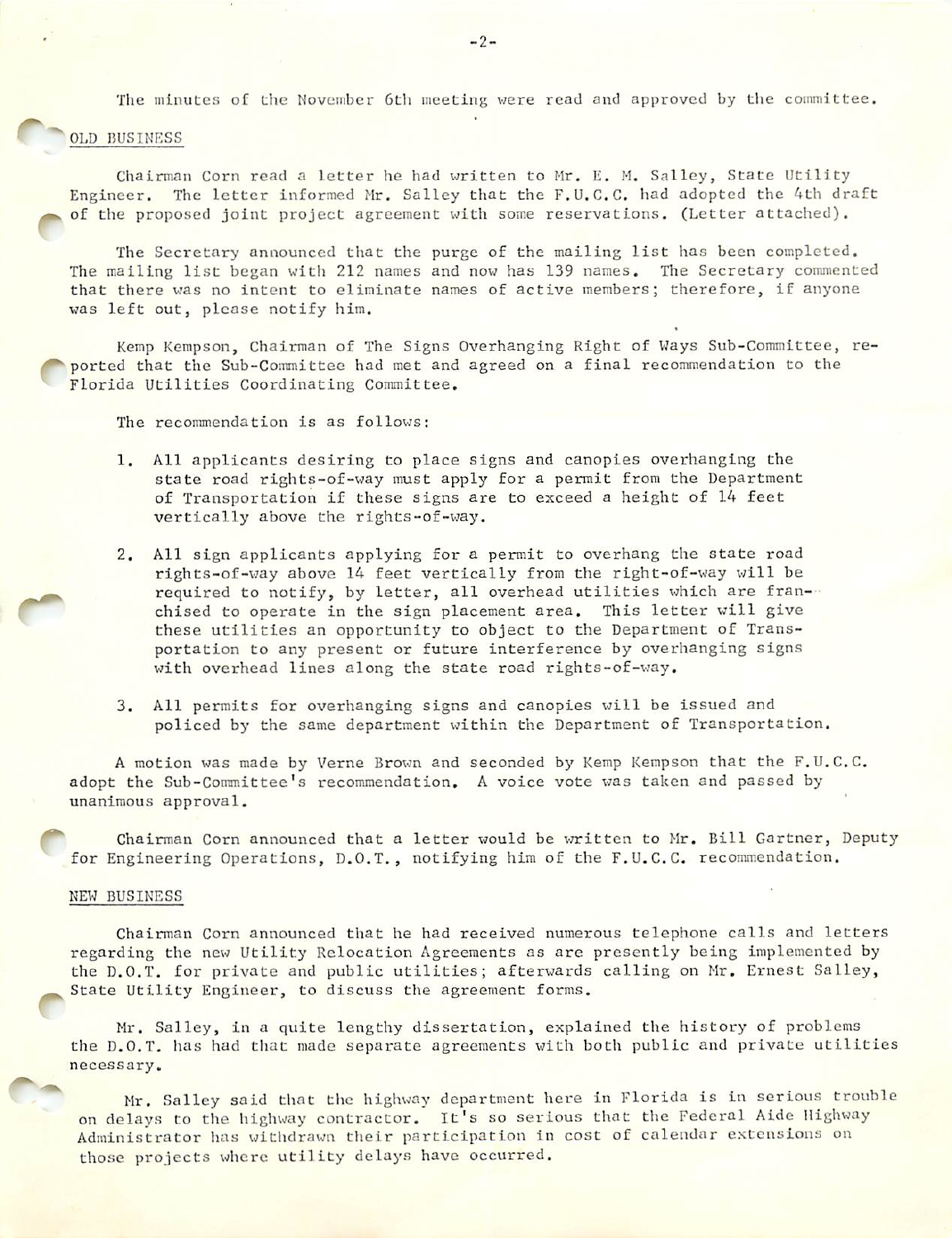The minutes of the November 6th meeting were read and approved by the committee.

OLD BUSINESS

Chairman Corn read a letter he had written to Mr. E. M. Salley, State Utility Engineer. The letter informed Mr. Salley that the F.U.C.C. had adopted the 4th draft of the proposed joint project agreement with some reservations. (Letter attached).

The Secretary announced that the purge of the mailing list has been completed. The mailing list began with 212 names and now has 139 names. The Secretary commented that there was no intent to eliminate names of active members; therefore, if anyone was left out, please notify him.

Kemp Kempson, Chairman of The Signs Overhanging Right of Ways Sub-Committee, reported that the Sub-Committee had met and agreed on a final recommendation to the Florida Utilities Coordinating Committee.

The recommendation is as follows:

1. All applicants desiring to place signs and canopies overhanging the state road rights-of-way must apply for a permit from the Department of Transportation if these signs are to exceed a height of 14 feet vertically above the rights-of-way.

2. All sign applicants applying for a permit to overhang the state road rights-of-way above 14 feet vertically from the right-of-way will be required to notify, by letter, all overhead utilities which are franchised to operate in the sign placement area. This letter will give these utilities an opportunity to object to the Department of Transportation to any present or future interference by overhanging signs with overhead lines along the state road rights-of-way.

3. All permits for overhanging signs and canopies will be issued and policed by the same department within the Department of Transportation.

A motion was made by Verne Brown and seconded by Kemp Kempson that the F.U.C.C. adopt the Sub-Committee's recommendation. A voice vote was taken and passed by unanimous approval.

Chairman Corn announced that a letter would be written to Mr. Bill Gartner, Deputy for Engineering Operations, D.O.T., notifying him of the F.U.C.C. recommendation.

NEW BUSINESS

Chairman Corn announced that he had received numerous telephone calls and letters regarding the new Utility Relocation Agreements as are presently being implemented by the D.O.T. for private and public utilities; afterwards calling on Mr. Ernest Salley, State Utility Engineer, to discuss the agreement forms.

Mr. Salley, in a quite lengthy dissertation, explained the history of problems the D.O.T. has had that made separate agreements with both public and private utilities necessary.

Mr. Salley said that the highway department here in Florida is in serious trouble on delays to the highway contractor. It's so serious that the Federal Aide Highway Administrator has withdrawn their participation in cost of calendar extensions on those projects where utility delays have occurred.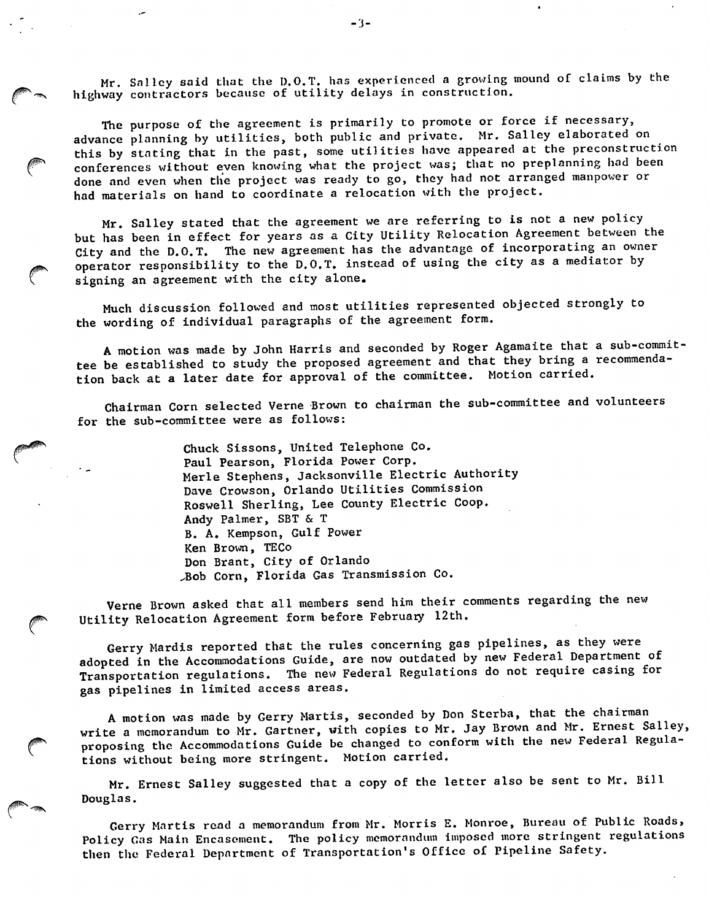Mr. Salley said that the D.O.T. has experienced a growing mound of claims by the highway contractors because of utility delays in construction.

The purpose of the agreement is primarily to promote or force if necessary, advance planning by utilities, both public and private. Mr. Salley elaborated on this by stating that in the past, some utilities have appeared at the preconstruction conferences without even knowing what the project was; that no preplanning had been done and even when the project was ready to go, they had not arranged manpower or had materials on hand to coordinate a relocation with the project.

Mr. Salley stated that the agreement we are referring to is not a new policy but has been in effect for years as a City Utility Relocation Agreement between the City and the D.O.T. The new agreement has the advantage of incorporating an owner operator responsibility to the D.O.T. instead of using the city as a mediator by signing an agreement with the city alone.

Much discussion followed and most utilities represented objected strongly to the wording of individual paragraphs of the agreement form.

A motion was made by John Harris and seconded by Roger Agamaite that a sub-committee be established to study the proposed agreement and that they bring a recommendation back at a later date for approval of the committee. Motion carried.

Chairman Corn selected Verne Brown to chairman the sub-committee and volunteers for the sub-committee were as follows:

- Chuck Sissons, United Telephone Co.
- Paul Pearson, Florida Power Corp.
- Merle Stephens, Jacksonville Electric Authority
- Dave Crowson, Orlando Utilities Commission
- Roswell Sherling, Lee County Electric Coop.
- Andy Palmer, SBT & T
- B. A. Kempson, Gulf Power
- Ken Brown, TECo
- Don Brant, City of Orlando
- Bob Corn, Florida Gas Transmission Co.

Verne Brown asked that all members send him their comments regarding the new Utility Relocation Agreement form before February 12th.

Gerry Mardis reported that the rules concerning gas pipelines, as they were adopted in the Accommodations Guide, are now outdated by new Federal Department of Transportation regulations. The new Federal Regulations do not require casing for gas pipelines in limited access areas.

A motion was made by Gerry Martis, seconded by Don Sterba, that the chairman write a memorandum to Mr. Gartner, with copies to Mr. Jay Brown and Mr. Ernest Salley, proposing the Accommodations Guide be changed to conform with the new Federal Regulations without being more stringent. Motion carried.

Mr. Ernest Salley suggested that a copy of the letter also be sent to Mr. Bill Douglas.

Gerry Martis read a memorandum from Mr. Morris E. Monroe, Bureau of Public Roads, Policy Gas Main Encasement. The policy memorandum imposed more stringent regulations then the Federal Department of Transportation's Office of Pipeline Safety.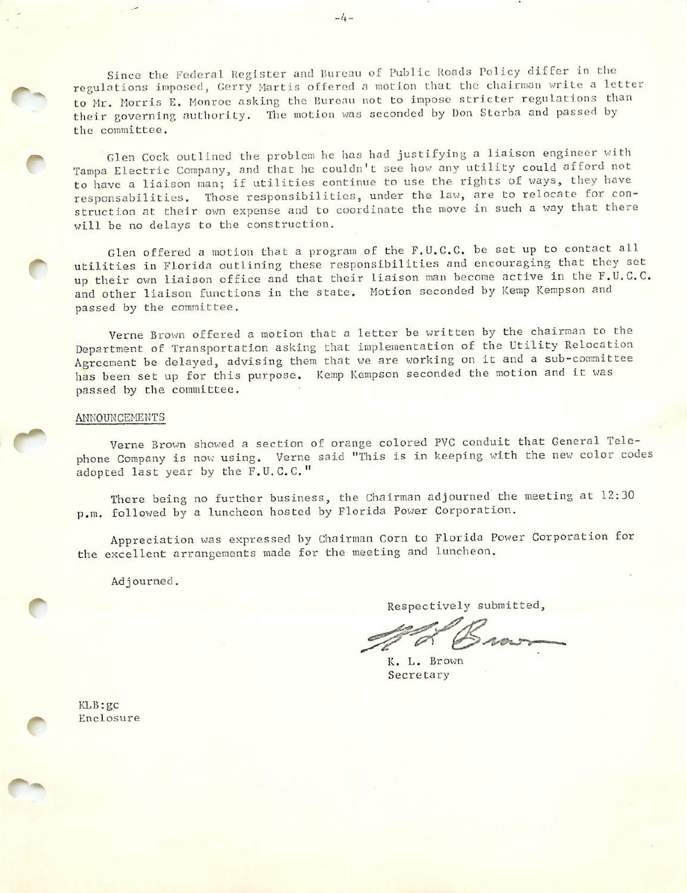Since the Federal Register and Bureau of Public Roads Policy differ in the regulations imposed, Gerry Martis offered a motion that the chairman write a letter to Mr. Morris E. Monroe asking the Bureau not to impose stricter regulations than their governing authority. The motion was seconded by Don Sterba and passed by the committee.

Glen Cock outlined the problem he has had justifying a liaison engineer with Tampa Electric Company, and that he couldn't see how any utility could afford not to have a liaison man; if utilities continue to use the rights of ways, they have responsabilities. Those responsibilities, under the law, are to relocate for construction at their own expense and to coordinate the move in such a way that there will be no delays to the construction.

Glen offered a motion that a program of the F.U.C.C. be set up to contact all utilities in Florida outlining these responsibilities and encouraging that they set up their own liaison office and that their liaison man become active in the F.U.C.C. and other liaison functions in the state. Motion seconded by Kemp Kempson and passed by the committee.

Verne Brown offered a motion that a letter be written by the chairman to the Department of Transportation asking that implementation of the Utility Relocation Agreement be delayed, advising them that we are working on it and a sub-committee has been set up for this purpose. Kemp Kempson seconded the motion and it was passed by the committee.

ANNOUNCEMENTS

Verne Brown showed a section of orange colored PVC conduit that General Telephone Company is now using. Verne said "This is in keeping with the new color codes adopted last year by the F.U.C.C."

There being no further business, the Chairman adjourned the meeting at 12:30 p.m. followed by a luncheon hosted by Florida Power Corporation.

Appreciation was expressed by Chairman Corn to Florida Power Corporation for the excellent arrangements made for the meeting and luncheon.

Adjourned.

Respectively submitted,

K. L. Brown
Secretary

KLB:gc
Enclosure